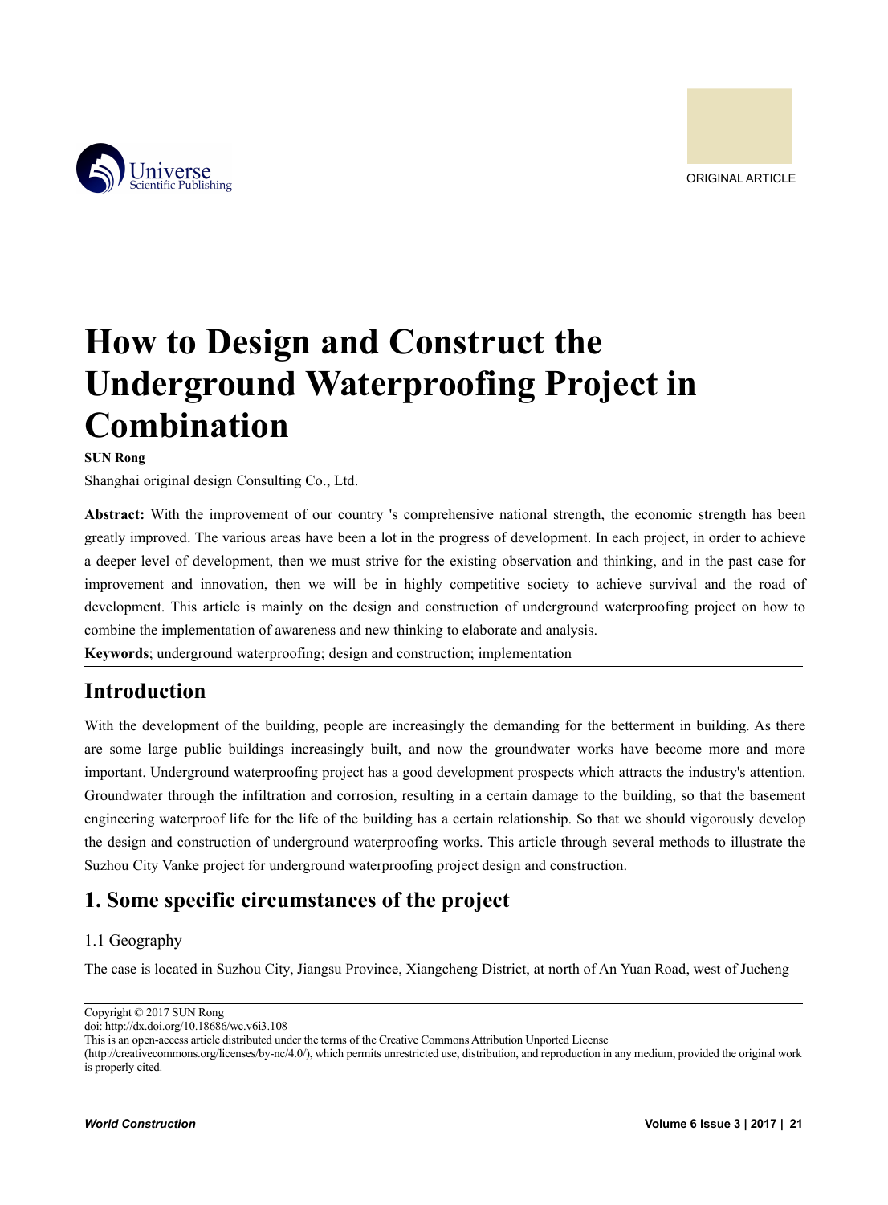ORIGINAL ARTICLE

# How to Design and Construct the Underground Waterproofing Project in Combination

**SUN Rong**

Shanghai original design Consulting Co., Ltd.

**Abstract:** With the improvement of our country 's comprehensive national strength, the economic strength has been greatly improved. The various areas have been a lot in the progress of development. In each project, in order to achieve a deeper level of development, then we must strive for the existing observation and thinking, and in the past case for improvement and innovation, then we will be in highly competitive society to achieve survival and the road of development. This article is mainly on the design and construction of underground waterproofing project on how to combine the implementation of awareness and new thinking to elaborate and analysis.

**Keywords**; underground waterproofing; design and construction; implementation

## Introduction

With the development of the building, people are increasingly the demanding for the betterment in building. As there are some large public buildings increasingly built, and now the groundwater works have become more and more important. Underground waterproofing project has a good development prospects which attracts the industry's attention. Groundwater through the infiltration and corrosion, resulting in a certain damage to the building, so that the basement engineering waterproof life for the life of the building has a certain relationship. So that we should vigorously develop the design and construction of underground waterproofing works. This article through several methods to illustrate the Suzhou City Vanke project for underground waterproofing project design and construction.

## 1. Some specific circumstances of the project

### 1.1 Geography

The case is located in Suzhou City, Jiangsu Province, Xiangcheng District, at north of An Yuan Road, west of Jucheng

Copyright © 2017 SUN Rong

doi: http://dx.doi.org/10.18686/wc.v6i3.108

This is an open-access article distributed under the terms of the Creative Commons Attribution Unported License (http://creativecommons.org/licenses/by-nc/4.0/), which permits unrestricted use, distribution, and reproduction in any medium, provided the original work is properly cited.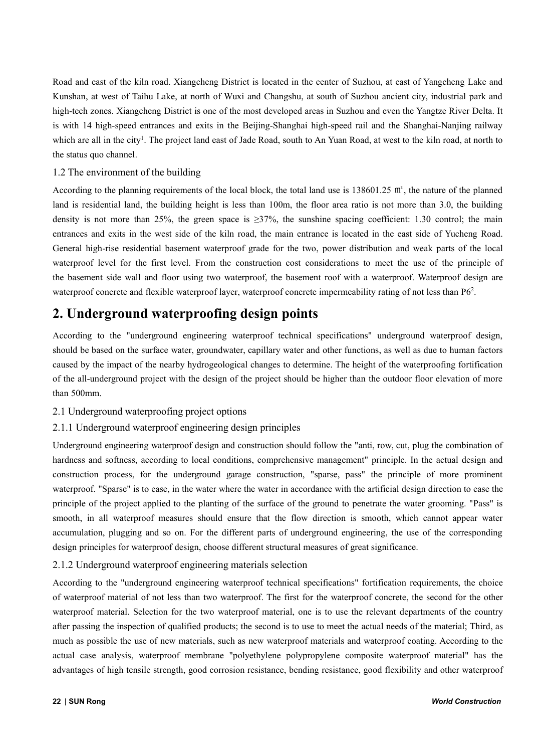Road and east of the kiln road. Xiangcheng District is located in the center of Suzhou, at east of Yangcheng Lake and Kunshan, at west of Taihu Lake, at north of Wuxi and Changshu, at south of Suzhou ancient city, industrial park and high-tech zones. Xiangcheng District is one of the most developed areas in Suzhou and even the Yangtze River Delta. It is with 14 high-speed entrances and exits in the Beijing-Shanghai high-speed rail and the Shanghai-Nanjing railway which are all in the city[1]. The project land east of Jade Road, south to An Yuan Road, at west to the kiln road, at north to the status quo channel.

### 1.2 The environment of the building

According to the planning requirements of the local block, the total land use is 138601.25 ㎡, the nature of the planned land is residential land, the building height is less than 100m, the floor area ratio is not more than 3.0, the building density is not more than 25%, the green space is ≥37%, the sunshine spacing coefficient: 1.30 control; the main entrances and exits in the west side of the kiln road, the main entrance is located in the east side of Yucheng Road. General high-rise residential basement waterproof grade for the two, power distribution and weak parts of the local waterproof level for the first level. From the construction cost considerations to meet the use of the principle of the basement side wall and floor using two waterproof, the basement roof with a waterproof. Waterproof design are waterproof concrete and flexible waterproof layer, waterproof concrete impermeability rating of not less than P6[2].

## 2. Underground waterproofing design points

According to the "underground engineering waterproof technical specifications" underground waterproof design, should be based on the surface water, groundwater, capillary water and other functions, as well as due to human factors caused by the impact of the nearby hydrogeological changes to determine. The height of the waterproofing fortification of the all-underground project with the design of the project should be higher than the outdoor floor elevation of more than 500mm.

### 2.1 Underground waterproofing project options

#### 2.1.1 Underground waterproof engineering design principles

Underground engineering waterproof design and construction should follow the "anti, row, cut, plug the combination of hardness and softness, according to local conditions, comprehensive management" principle. In the actual design and construction process, for the underground garage construction, "sparse, pass" the principle of more prominent waterproof. "Sparse" is to ease, in the water where the water in accordance with the artificial design direction to ease the principle of the project applied to the planting of the surface of the ground to penetrate the water grooming. "Pass" is smooth, in all waterproof measures should ensure that the flow direction is smooth, which cannot appear water accumulation, plugging and so on. For the different parts of underground engineering, the use of the corresponding design principles for waterproof design, choose different structural measures of great significance.

#### 2.1.2 Underground waterproof engineering materials selection

According to the "underground engineering waterproof technical specifications" fortification requirements, the choice of waterproof material of not less than two waterproof. The first for the waterproof concrete, the second for the other waterproof material. Selection for the two waterproof material, one is to use the relevant departments of the country after passing the inspection of qualified products; the second is to use to meet the actual needs of the material; Third, as much as possible the use of new materials, such as new waterproof materials and waterproof coating. According to the actual case analysis, waterproof membrane "polyethylene polypropylene composite waterproof material" has the advantages of high tensile strength, good corrosion resistance, bending resistance, good flexibility and other waterproof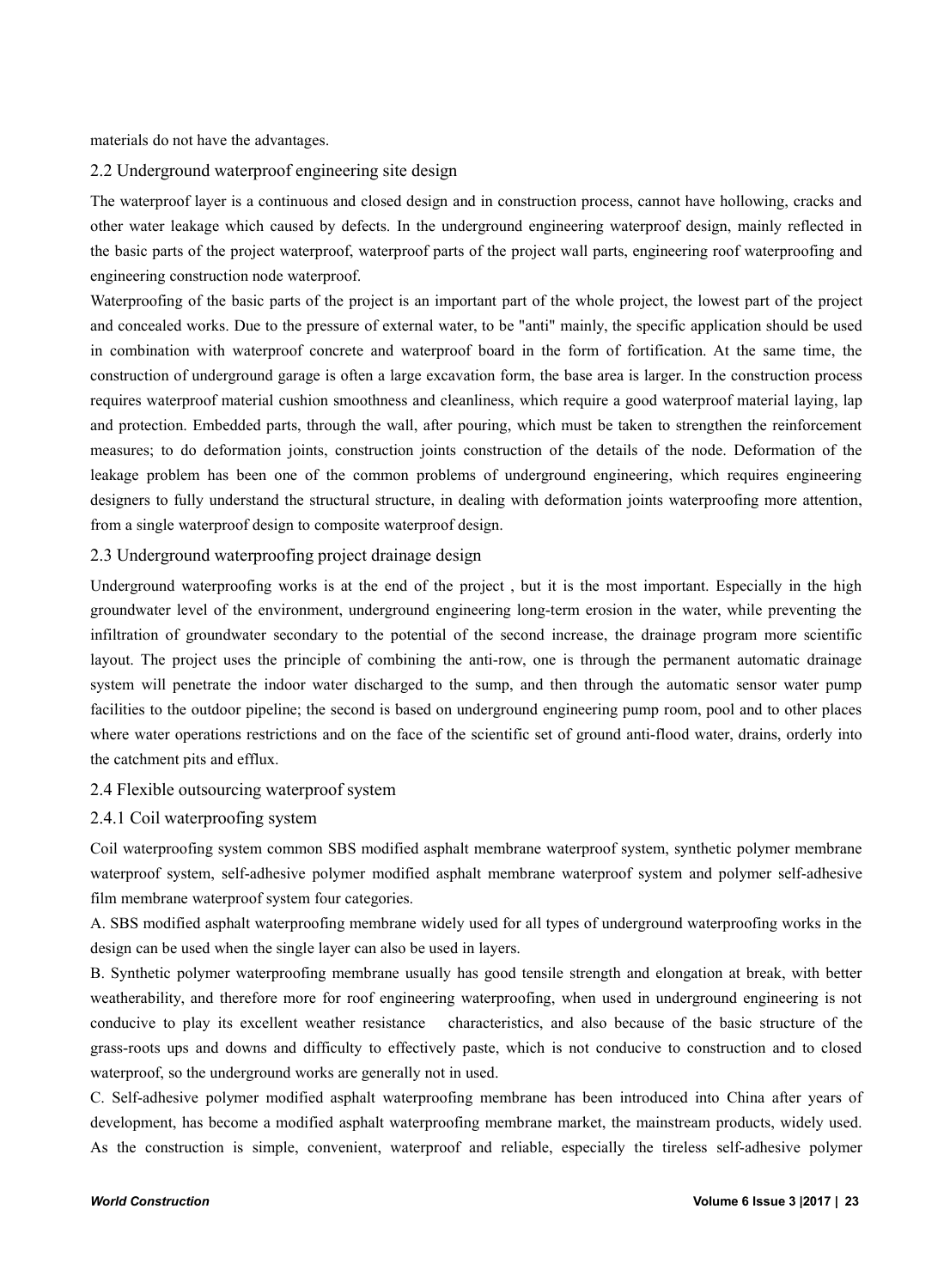materials do not have the advantages.

## 2.2 Underground waterproof engineering site design

The waterproof layer is a continuous and closed design and in construction process, cannot have hollowing, cracks and other water leakage which caused by defects. In the underground engineering waterproof design, mainly reflected in the basic parts of the project waterproof, waterproof parts of the project wall parts, engineering roof waterproofing and engineering construction node waterproof.

Waterproofing of the basic parts of the project is an important part of the whole project, the lowest part of the project and concealed works. Due to the pressure of external water, to be "anti" mainly, the specific application should be used in combination with waterproof concrete and waterproof board in the form of fortification. At the same time, the construction of underground garage is often a large excavation form, the base area is larger. In the construction process requires waterproof material cushion smoothness and cleanliness, which require a good waterproof material laying, lap and protection. Embedded parts, through the wall, after pouring, which must be taken to strengthen the reinforcement measures; to do deformation joints, construction joints construction of the details of the node. Deformation of the leakage problem has been one of the common problems of underground engineering, which requires engineering designers to fully understand the structural structure, in dealing with deformation joints waterproofing more attention, from a single waterproof design to composite waterproof design.

## 2.3 Underground waterproofing project drainage design

Underground waterproofing works is at the end of the project , but it is the most important. Especially in the high groundwater level of the environment, underground engineering long-term erosion in the water, while preventing the infiltration of groundwater secondary to the potential of the second increase, the drainage program more scientific layout. The project uses the principle of combining the anti-row, one is through the permanent automatic drainage system will penetrate the indoor water discharged to the sump, and then through the automatic sensor water pump facilities to the outdoor pipeline; the second is based on underground engineering pump room, pool and to other places where water operations restrictions and on the face of the scientific set of ground anti-flood water, drains, orderly into the catchment pits and efflux.

## 2.4 Flexible outsourcing waterproof system

### 2.4.1 Coil waterproofing system

Coil waterproofing system common SBS modified asphalt membrane waterproof system, synthetic polymer membrane waterproof system, self-adhesive polymer modified asphalt membrane waterproof system and polymer self-adhesive film membrane waterproof system four categories.

A. SBS modified asphalt waterproofing membrane widely used for all types of underground waterproofing works in the design can be used when the single layer can also be used in layers.

B. Synthetic polymer waterproofing membrane usually has good tensile strength and elongation at break, with better weatherability, and therefore more for roof engineering waterproofing, when used in underground engineering is not conducive to play its excellent weather resistance characteristics, and also because of the basic structure of the grass-roots ups and downs and difficulty to effectively paste, which is not conducive to construction and to closed waterproof, so the underground works are generally not in used.

C. Self-adhesive polymer modified asphalt waterproofing membrane has been introduced into China after years of development, has become a modified asphalt waterproofing membrane market, the mainstream products, widely used. As the construction is simple, convenient, waterproof and reliable, especially the tireless self-adhesive polymer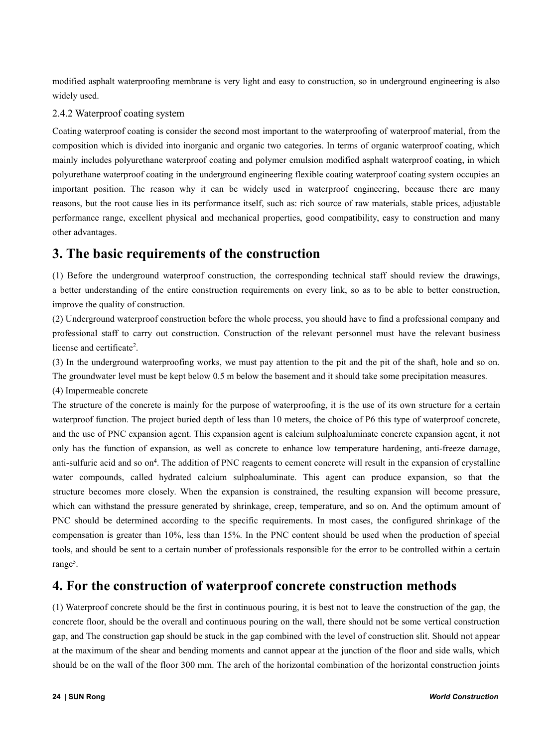modified asphalt waterproofing membrane is very light and easy to construction, so in underground engineering is also widely used.

### 2.4.2 Waterproof coating system

Coating waterproof coating is consider the second most important to the waterproofing of waterproof material, from the composition which is divided into inorganic and organic two categories. In terms of organic waterproof coating, which mainly includes polyurethane waterproof coating and polymer emulsion modified asphalt waterproof coating, in which polyurethane waterproof coating in the underground engineering flexible coating waterproof coating system occupies an important position. The reason why it can be widely used in waterproof engineering, because there are many reasons, but the root cause lies in its performance itself, such as: rich source of raw materials, stable prices, adjustable performance range, excellent physical and mechanical properties, good compatibility, easy to construction and many other advantages.

## 3. The basic requirements of the construction

(1) Before the underground waterproof construction, the corresponding technical staff should review the drawings, a better understanding of the entire construction requirements on every link, so as to be able to better construction, improve the quality of construction.

(2) Underground waterproof construction before the whole process, you should have to find a professional company and professional staff to carry out construction. Construction of the relevant personnel must have the relevant business license and certificate[2].

(3) In the underground waterproofing works, we must pay attention to the pit and the pit of the shaft, hole and so on. The groundwater level must be kept below 0.5 m below the basement and it should take some precipitation measures.

(4) Impermeable concrete

The structure of the concrete is mainly for the purpose of waterproofing, it is the use of its own structure for a certain waterproof function. The project buried depth of less than 10 meters, the choice of P6 this type of waterproof concrete, and the use of PNC expansion agent. This expansion agent is calcium sulphoaluminate concrete expansion agent, it not only has the function of expansion, as well as concrete to enhance low temperature hardening, anti-freeze damage, anti-sulfuric acid and so on[4]. The addition of PNC reagents to cement concrete will result in the expansion of crystalline water compounds, called hydrated calcium sulphoaluminate. This agent can produce expansion, so that the structure becomes more closely. When the expansion is constrained, the resulting expansion will become pressure, which can withstand the pressure generated by shrinkage, creep, temperature, and so on. And the optimum amount of PNC should be determined according to the specific requirements. In most cases, the configured shrinkage of the compensation is greater than 10%, less than 15%. In the PNC content should be used when the production of special tools, and should be sent to a certain number of professionals responsible for the error to be controlled within a certain range[5].

## 4. For the construction of waterproof concrete construction methods

(1) Waterproof concrete should be the first in continuous pouring, it is best not to leave the construction of the gap, the concrete floor, should be the overall and continuous pouring on the wall, there should not be some vertical construction gap, and The construction gap should be stuck in the gap combined with the level of construction slit. Should not appear at the maximum of the shear and bending moments and cannot appear at the junction of the floor and side walls, which should be on the wall of the floor 300 mm. The arch of the horizontal combination of the horizontal construction joints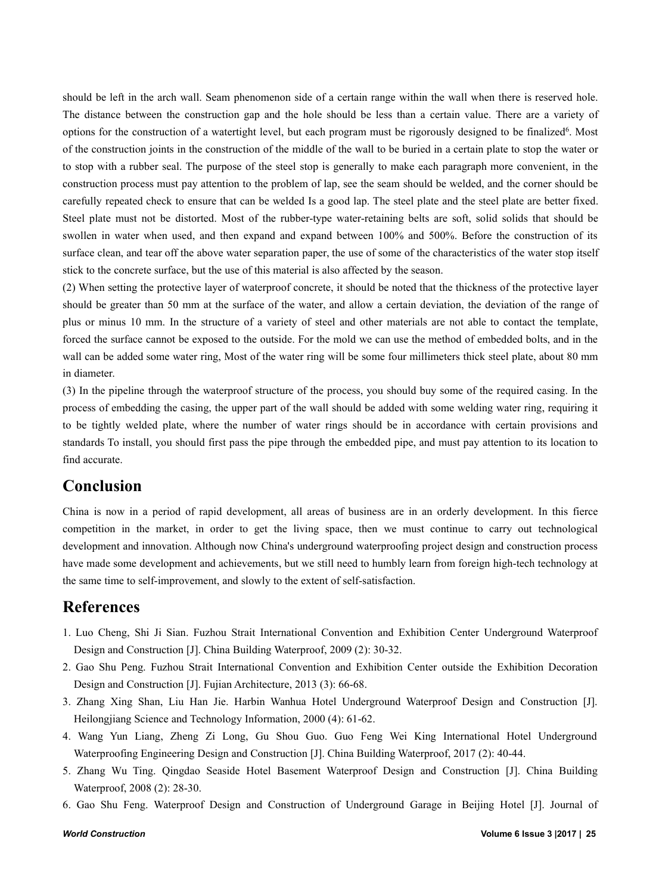should be left in the arch wall. Seam phenomenon side of a certain range within the wall when there is reserved hole. The distance between the construction gap and the hole should be less than a certain value. There are a variety of options for the construction of a watertight level, but each program must be rigorously designed to be finalized[6]. Most of the construction joints in the construction of the middle of the wall to be buried in a certain plate to stop the water or to stop with a rubber seal. The purpose of the steel stop is generally to make each paragraph more convenient, in the construction process must pay attention to the problem of lap, see the seam should be welded, and the corner should be carefully repeated check to ensure that can be welded Is a good lap. The steel plate and the steel plate are better fixed. Steel plate must not be distorted. Most of the rubber-type water-retaining belts are soft, solid solids that should be swollen in water when used, and then expand and expand between 100% and 500%. Before the construction of its surface clean, and tear off the above water separation paper, the use of some of the characteristics of the water stop itself stick to the concrete surface, but the use of this material is also affected by the season.

(2) When setting the protective layer of waterproof concrete, it should be noted that the thickness of the protective layer should be greater than 50 mm at the surface of the water, and allow a certain deviation, the deviation of the range of plus or minus 10 mm. In the structure of a variety of steel and other materials are not able to contact the template, forced the surface cannot be exposed to the outside. For the mold we can use the method of embedded bolts, and in the wall can be added some water ring, Most of the water ring will be some four millimeters thick steel plate, about 80 mm in diameter.

(3) In the pipeline through the waterproof structure of the process, you should buy some of the required casing. In the process of embedding the casing, the upper part of the wall should be added with some welding water ring, requiring it to be tightly welded plate, where the number of water rings should be in accordance with certain provisions and standards To install, you should first pass the pipe through the embedded pipe, and must pay attention to its location to find accurate.

## Conclusion

China is now in a period of rapid development, all areas of business are in an orderly development. In this fierce competition in the market, in order to get the living space, then we must continue to carry out technological development and innovation. Although now China's underground waterproofing project design and construction process have made some development and achievements, but we still need to humbly learn from foreign high-tech technology at the same time to self-improvement, and slowly to the extent of self-satisfaction.

## References

1. Luo Cheng, Shi Ji Sian. Fuzhou Strait International Convention and Exhibition Center Underground Waterproof Design and Construction [J]. China Building Waterproof, 2009 (2): 30-32.
2. Gao Shu Peng. Fuzhou Strait International Convention and Exhibition Center outside the Exhibition Decoration Design and Construction [J]. Fujian Architecture, 2013 (3): 66-68.
3. Zhang Xing Shan, Liu Han Jie. Harbin Wanhua Hotel Underground Waterproof Design and Construction [J]. Heilongjiang Science and Technology Information, 2000 (4): 61-62.
4. Wang Yun Liang, Zheng Zi Long, Gu Shou Guo. Guo Feng Wei King International Hotel Underground Waterproofing Engineering Design and Construction [J]. China Building Waterproof, 2017 (2): 40-44.
5. Zhang Wu Ting. Qingdao Seaside Hotel Basement Waterproof Design and Construction [J]. China Building Waterproof, 2008 (2): 28-30.
6. Gao Shu Feng. Waterproof Design and Construction of Underground Garage in Beijing Hotel [J]. Journal of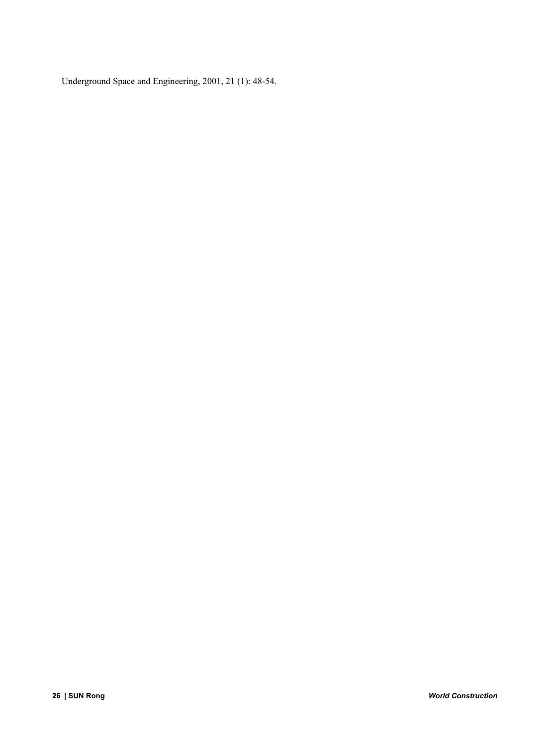Underground Space and Engineering, 2001, 21 (1): 48-54.